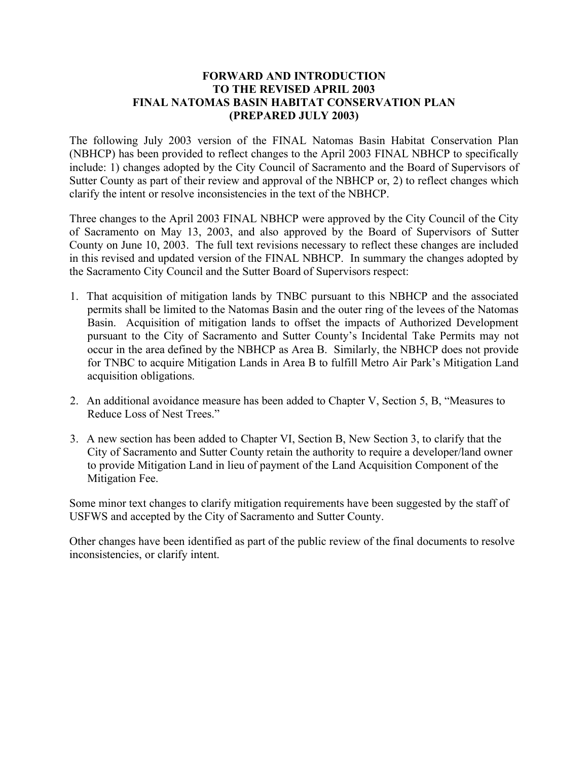# FORWARD AND INTRODUCTION TO THE REVISED APRIL 2003 FINAL NATOMAS BASIN HABITAT CONSERVATION PLAN (PREPARED JULY 2003)

The following July 2003 version of the FINAL Natomas Basin Habitat Conservation Plan (NBHCP) has been provided to reflect changes to the April 2003 FINAL NBHCP to specifically include: 1) changes adopted by the City Council of Sacramento and the Board of Supervisors of Sutter County as part of their review and approval of the NBHCP or, 2) to reflect changes which clarify the intent or resolve inconsistencies in the text of the NBHCP.

Three changes to the April 2003 FINAL NBHCP were approved by the City Council of the City of Sacramento on May 13, 2003, and also approved by the Board of Supervisors of Sutter County on June 10, 2003. The full text revisions necessary to reflect these changes are included in this revised and updated version of the FINAL NBHCP. In summary the changes adopted by the Sacramento City Council and the Sutter Board of Supervisors respect:

1. That acquisition of mitigation lands by TNBC pursuant to this NBHCP and the associated permits shall be limited to the Natomas Basin and the outer ring of the levees of the Natomas Basin. Acquisition of mitigation lands to offset the impacts of Authorized Development pursuant to the City of Sacramento and Sutter County's Incidental Take Permits may not occur in the area defined by the NBHCP as Area B. Similarly, the NBHCP does not provide for TNBC to acquire Mitigation Lands in Area B to fulfill Metro Air Park's Mitigation Land acquisition obligations.
2. An additional avoidance measure has been added to Chapter V, Section 5, B, "Measures to Reduce Loss of Nest Trees."
3. A new section has been added to Chapter VI, Section B, New Section 3, to clarify that the City of Sacramento and Sutter County retain the authority to require a developer/land owner to provide Mitigation Land in lieu of payment of the Land Acquisition Component of the Mitigation Fee.

Some minor text changes to clarify mitigation requirements have been suggested by the staff of USFWS and accepted by the City of Sacramento and Sutter County.

Other changes have been identified as part of the public review of the final documents to resolve inconsistencies, or clarify intent.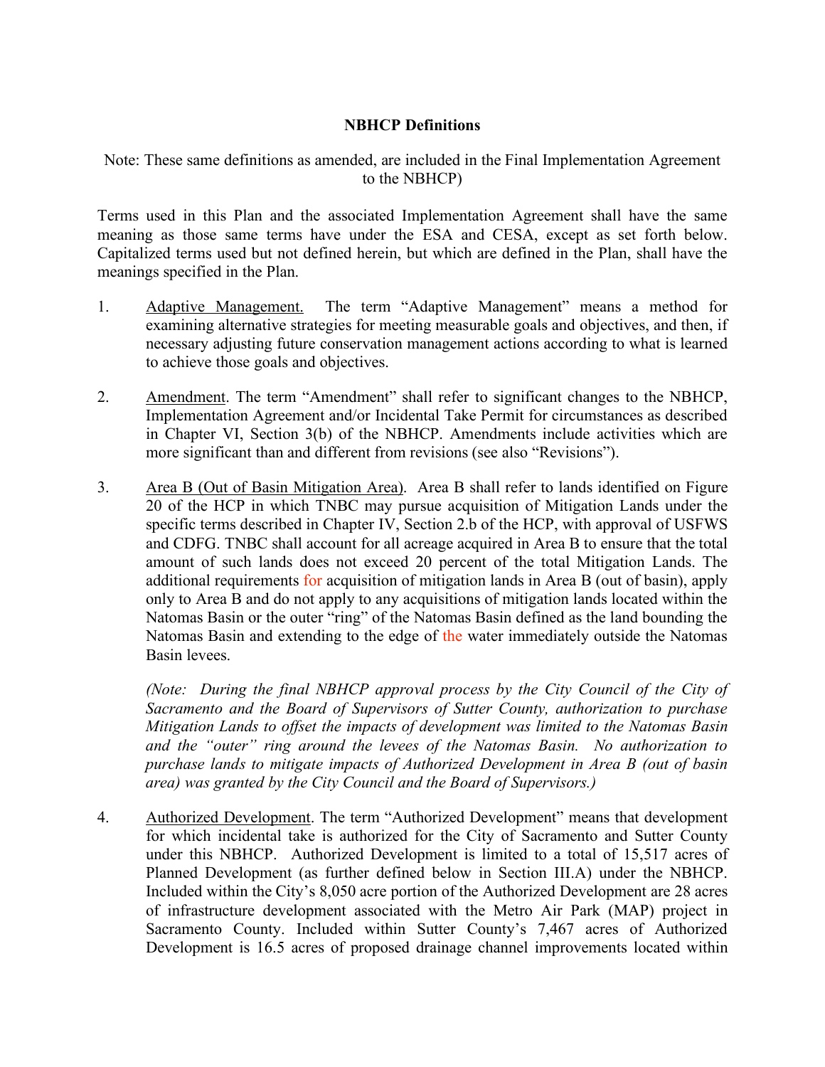**NBHCP Definitions**

Note: These same definitions as amended, are included in the Final Implementation Agreement to the NBHCP)

Terms used in this Plan and the associated Implementation Agreement shall have the same meaning as those same terms have under the ESA and CESA, except as set forth below. Capitalized terms used but not defined herein, but which are defined in the Plan, shall have the meanings specified in the Plan.

1. Adaptive Management. The term "Adaptive Management" means a method for examining alternative strategies for meeting measurable goals and objectives, and then, if necessary adjusting future conservation management actions according to what is learned to achieve those goals and objectives.

2. Amendment. The term "Amendment" shall refer to significant changes to the NBHCP, Implementation Agreement and/or Incidental Take Permit for circumstances as described in Chapter VI, Section 3(b) of the NBHCP. Amendments include activities which are more significant than and different from revisions (see also "Revisions").

3. Area B (Out of Basin Mitigation Area). Area B shall refer to lands identified on Figure 20 of the HCP in which TNBC may pursue acquisition of Mitigation Lands under the specific terms described in Chapter IV, Section 2.b of the HCP, with approval of USFWS and CDFG. TNBC shall account for all acreage acquired in Area B to ensure that the total amount of such lands does not exceed 20 percent of the total Mitigation Lands. The additional requirements for acquisition of mitigation lands in Area B (out of basin), apply only to Area B and do not apply to any acquisitions of mitigation lands located within the Natomas Basin or the outer "ring" of the Natomas Basin defined as the land bounding the Natomas Basin and extending to the edge of the water immediately outside the Natomas Basin levees.

   *(Note: During the final NBHCP approval process by the City Council of the City of Sacramento and the Board of Supervisors of Sutter County, authorization to purchase Mitigation Lands to offset the impacts of development was limited to the Natomas Basin and the "outer" ring around the levees of the Natomas Basin. No authorization to purchase lands to mitigate impacts of Authorized Development in Area B (out of basin area) was granted by the City Council and the Board of Supervisors.)*

4. Authorized Development. The term "Authorized Development" means that development for which incidental take is authorized for the City of Sacramento and Sutter County under this NBHCP. Authorized Development is limited to a total of 15,517 acres of Planned Development (as further defined below in Section III.A) under the NBHCP. Included within the City's 8,050 acre portion of the Authorized Development are 28 acres of infrastructure development associated with the Metro Air Park (MAP) project in Sacramento County. Included within Sutter County's 7,467 acres of Authorized Development is 16.5 acres of proposed drainage channel improvements located within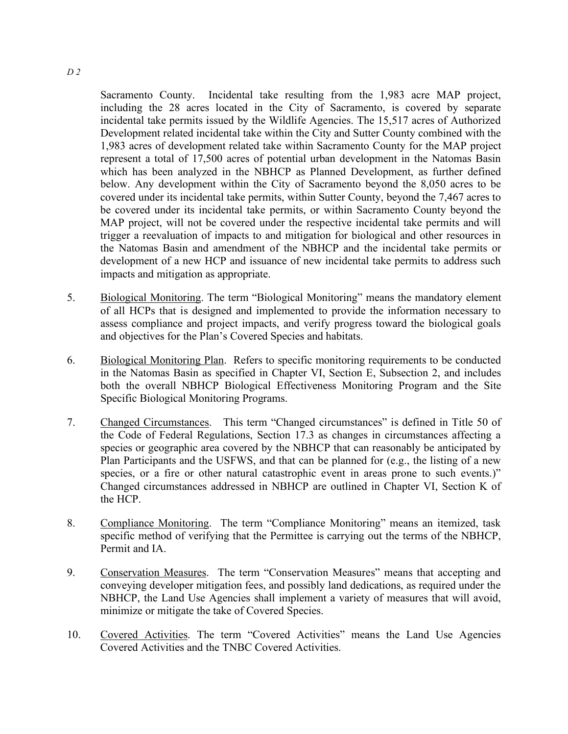Sacramento County. Incidental take resulting from the 1,983 acre MAP project, including the 28 acres located in the City of Sacramento, is covered by separate incidental take permits issued by the Wildlife Agencies. The 15,517 acres of Authorized Development related incidental take within the City and Sutter County combined with the 1,983 acres of development related take within Sacramento County for the MAP project represent a total of 17,500 acres of potential urban development in the Natomas Basin which has been analyzed in the NBHCP as Planned Development, as further defined below. Any development within the City of Sacramento beyond the 8,050 acres to be covered under its incidental take permits, within Sutter County, beyond the 7,467 acres to be covered under its incidental take permits, or within Sacramento County beyond the MAP project, will not be covered under the respective incidental take permits and will trigger a reevaluation of impacts to and mitigation for biological and other resources in the Natomas Basin and amendment of the NBHCP and the incidental take permits or development of a new HCP and issuance of new incidental take permits to address such impacts and mitigation as appropriate.

5. Biological Monitoring. The term "Biological Monitoring" means the mandatory element of all HCPs that is designed and implemented to provide the information necessary to assess compliance and project impacts, and verify progress toward the biological goals and objectives for the Plan's Covered Species and habitats.

6. Biological Monitoring Plan. Refers to specific monitoring requirements to be conducted in the Natomas Basin as specified in Chapter VI, Section E, Subsection 2, and includes both the overall NBHCP Biological Effectiveness Monitoring Program and the Site Specific Biological Monitoring Programs.

7. Changed Circumstances. This term "Changed circumstances" is defined in Title 50 of the Code of Federal Regulations, Section 17.3 as changes in circumstances affecting a species or geographic area covered by the NBHCP that can reasonably be anticipated by Plan Participants and the USFWS, and that can be planned for (e.g., the listing of a new species, or a fire or other natural catastrophic event in areas prone to such events.)" Changed circumstances addressed in NBHCP are outlined in Chapter VI, Section K of the HCP.

8. Compliance Monitoring. The term "Compliance Monitoring" means an itemized, task specific method of verifying that the Permittee is carrying out the terms of the NBHCP, Permit and IA.

9. Conservation Measures. The term "Conservation Measures" means that accepting and conveying developer mitigation fees, and possibly land dedications, as required under the NBHCP, the Land Use Agencies shall implement a variety of measures that will avoid, minimize or mitigate the take of Covered Species.

10. Covered Activities. The term "Covered Activities" means the Land Use Agencies Covered Activities and the TNBC Covered Activities.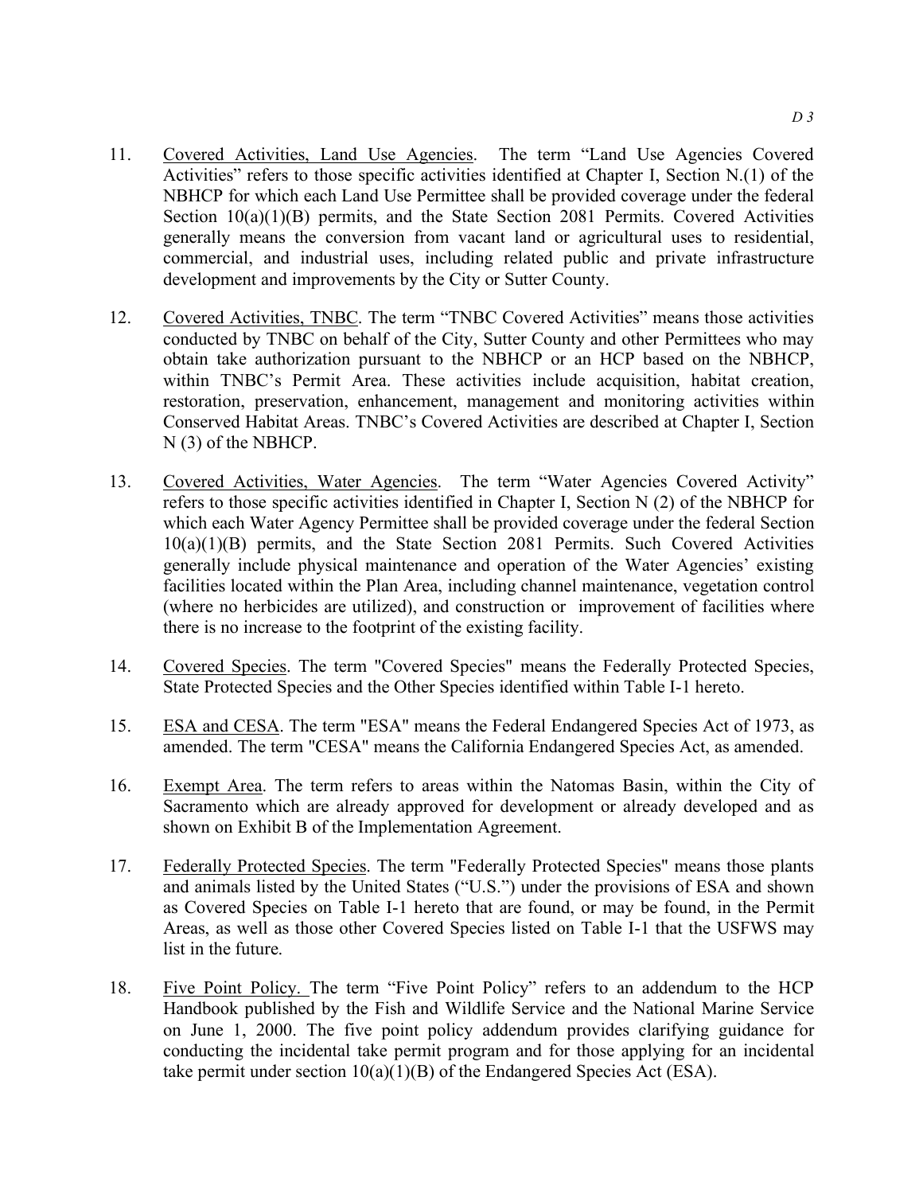11. Covered Activities, Land Use Agencies. The term "Land Use Agencies Covered Activities" refers to those specific activities identified at Chapter I, Section N.(1) of the NBHCP for which each Land Use Permittee shall be provided coverage under the federal Section 10(a)(1)(B) permits, and the State Section 2081 Permits. Covered Activities generally means the conversion from vacant land or agricultural uses to residential, commercial, and industrial uses, including related public and private infrastructure development and improvements by the City or Sutter County.

12. Covered Activities, TNBC. The term "TNBC Covered Activities" means those activities conducted by TNBC on behalf of the City, Sutter County and other Permittees who may obtain take authorization pursuant to the NBHCP or an HCP based on the NBHCP, within TNBC's Permit Area. These activities include acquisition, habitat creation, restoration, preservation, enhancement, management and monitoring activities within Conserved Habitat Areas. TNBC's Covered Activities are described at Chapter I, Section N (3) of the NBHCP.

13. Covered Activities, Water Agencies. The term "Water Agencies Covered Activity" refers to those specific activities identified in Chapter I, Section N (2) of the NBHCP for which each Water Agency Permittee shall be provided coverage under the federal Section 10(a)(1)(B) permits, and the State Section 2081 Permits. Such Covered Activities generally include physical maintenance and operation of the Water Agencies' existing facilities located within the Plan Area, including channel maintenance, vegetation control (where no herbicides are utilized), and construction or improvement of facilities where there is no increase to the footprint of the existing facility.

14. Covered Species. The term "Covered Species" means the Federally Protected Species, State Protected Species and the Other Species identified within Table I-1 hereto.

15. ESA and CESA. The term "ESA" means the Federal Endangered Species Act of 1973, as amended. The term "CESA" means the California Endangered Species Act, as amended.

16. Exempt Area. The term refers to areas within the Natomas Basin, within the City of Sacramento which are already approved for development or already developed and as shown on Exhibit B of the Implementation Agreement.

17. Federally Protected Species. The term "Federally Protected Species" means those plants and animals listed by the United States ("U.S.") under the provisions of ESA and shown as Covered Species on Table I-1 hereto that are found, or may be found, in the Permit Areas, as well as those other Covered Species listed on Table I-1 that the USFWS may list in the future.

18. Five Point Policy. The term "Five Point Policy" refers to an addendum to the HCP Handbook published by the Fish and Wildlife Service and the National Marine Service on June 1, 2000. The five point policy addendum provides clarifying guidance for conducting the incidental take permit program and for those applying for an incidental take permit under section 10(a)(1)(B) of the Endangered Species Act (ESA).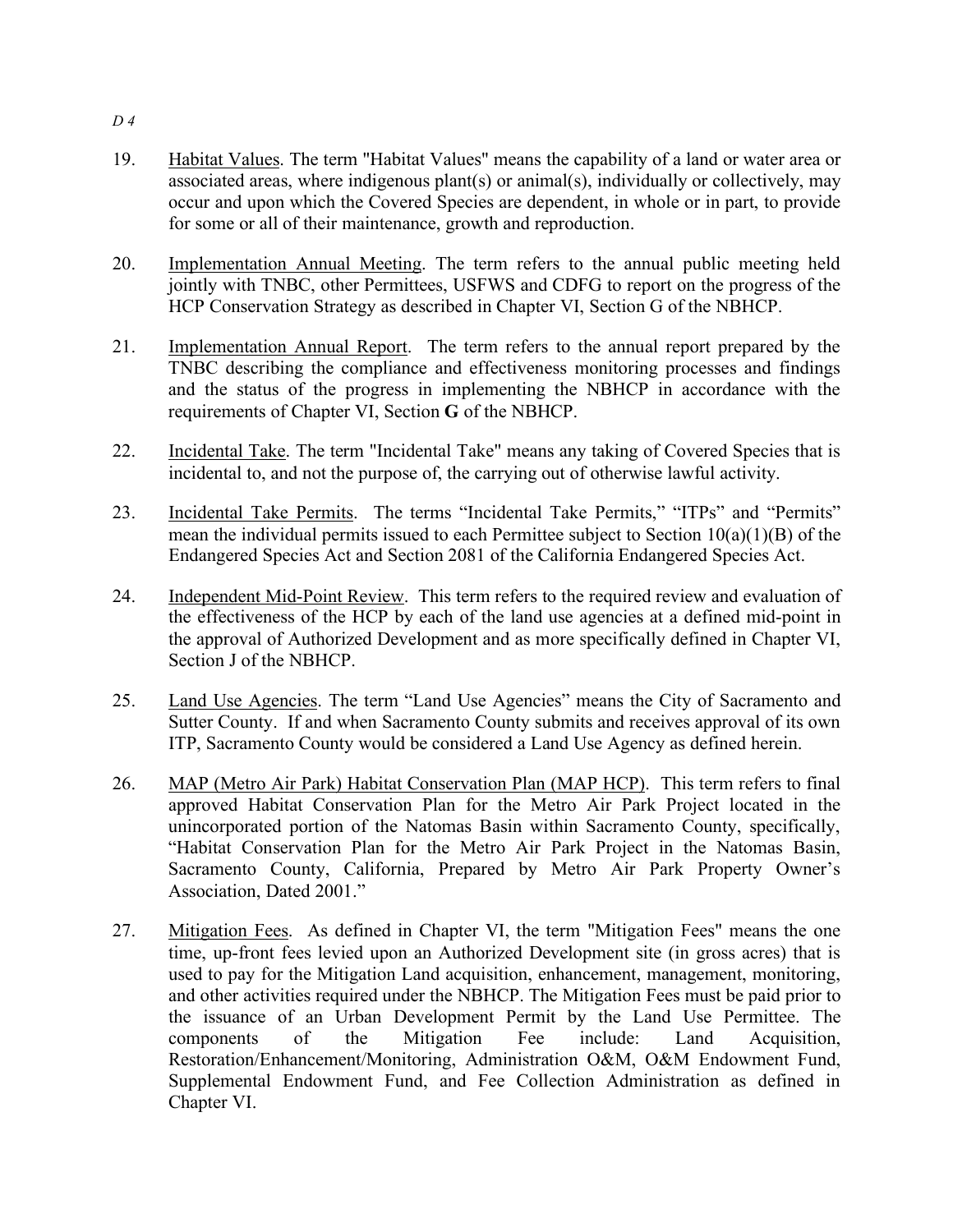19. Habitat Values. The term "Habitat Values" means the capability of a land or water area or associated areas, where indigenous plant(s) or animal(s), individually or collectively, may occur and upon which the Covered Species are dependent, in whole or in part, to provide for some or all of their maintenance, growth and reproduction.

20. Implementation Annual Meeting. The term refers to the annual public meeting held jointly with TNBC, other Permittees, USFWS and CDFG to report on the progress of the HCP Conservation Strategy as described in Chapter VI, Section G of the NBHCP.

21. Implementation Annual Report. The term refers to the annual report prepared by the TNBC describing the compliance and effectiveness monitoring processes and findings and the status of the progress in implementing the NBHCP in accordance with the requirements of Chapter VI, Section **G** of the NBHCP.

22. Incidental Take. The term "Incidental Take" means any taking of Covered Species that is incidental to, and not the purpose of, the carrying out of otherwise lawful activity.

23. Incidental Take Permits. The terms "Incidental Take Permits," "ITPs" and "Permits" mean the individual permits issued to each Permittee subject to Section 10(a)(1)(B) of the Endangered Species Act and Section 2081 of the California Endangered Species Act.

24. Independent Mid-Point Review. This term refers to the required review and evaluation of the effectiveness of the HCP by each of the land use agencies at a defined mid-point in the approval of Authorized Development and as more specifically defined in Chapter VI, Section J of the NBHCP.

25. Land Use Agencies. The term "Land Use Agencies" means the City of Sacramento and Sutter County. If and when Sacramento County submits and receives approval of its own ITP, Sacramento County would be considered a Land Use Agency as defined herein.

26. MAP (Metro Air Park) Habitat Conservation Plan (MAP HCP). This term refers to final approved Habitat Conservation Plan for the Metro Air Park Project located in the unincorporated portion of the Natomas Basin within Sacramento County, specifically, "Habitat Conservation Plan for the Metro Air Park Project in the Natomas Basin, Sacramento County, California, Prepared by Metro Air Park Property Owner's Association, Dated 2001."

27. Mitigation Fees. As defined in Chapter VI, the term "Mitigation Fees" means the one time, up-front fees levied upon an Authorized Development site (in gross acres) that is used to pay for the Mitigation Land acquisition, enhancement, management, monitoring, and other activities required under the NBHCP. The Mitigation Fees must be paid prior to the issuance of an Urban Development Permit by the Land Use Permittee. The components of the Mitigation Fee include: Land Acquisition, Restoration/Enhancement/Monitoring, Administration O&M, O&M Endowment Fund, Supplemental Endowment Fund, and Fee Collection Administration as defined in Chapter VI.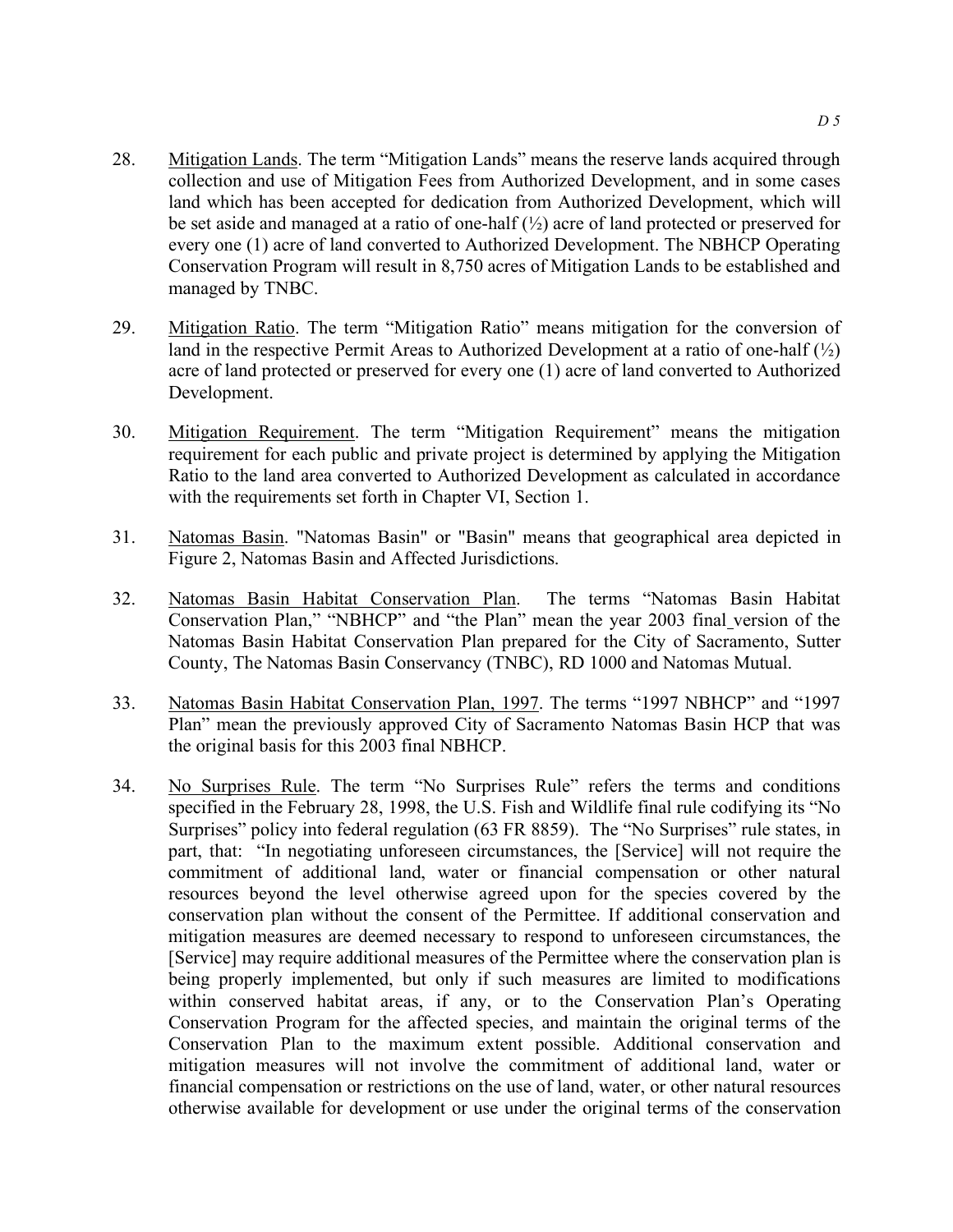28. Mitigation Lands. The term "Mitigation Lands" means the reserve lands acquired through collection and use of Mitigation Fees from Authorized Development, and in some cases land which has been accepted for dedication from Authorized Development, which will be set aside and managed at a ratio of one-half (½) acre of land protected or preserved for every one (1) acre of land converted to Authorized Development. The NBHCP Operating Conservation Program will result in 8,750 acres of Mitigation Lands to be established and managed by TNBC.

29. Mitigation Ratio. The term "Mitigation Ratio" means mitigation for the conversion of land in the respective Permit Areas to Authorized Development at a ratio of one-half (½) acre of land protected or preserved for every one (1) acre of land converted to Authorized Development.

30. Mitigation Requirement. The term "Mitigation Requirement" means the mitigation requirement for each public and private project is determined by applying the Mitigation Ratio to the land area converted to Authorized Development as calculated in accordance with the requirements set forth in Chapter VI, Section 1.

31. Natomas Basin. "Natomas Basin" or "Basin" means that geographical area depicted in Figure 2, Natomas Basin and Affected Jurisdictions.

32. Natomas Basin Habitat Conservation Plan. The terms "Natomas Basin Habitat Conservation Plan," "NBHCP" and "the Plan" mean the year 2003 final version of the Natomas Basin Habitat Conservation Plan prepared for the City of Sacramento, Sutter County, The Natomas Basin Conservancy (TNBC), RD 1000 and Natomas Mutual.

33. Natomas Basin Habitat Conservation Plan, 1997. The terms "1997 NBHCP" and "1997 Plan" mean the previously approved City of Sacramento Natomas Basin HCP that was the original basis for this 2003 final NBHCP.

34. No Surprises Rule. The term "No Surprises Rule" refers the terms and conditions specified in the February 28, 1998, the U.S. Fish and Wildlife final rule codifying its "No Surprises" policy into federal regulation (63 FR 8859). The "No Surprises" rule states, in part, that: "In negotiating unforeseen circumstances, the [Service] will not require the commitment of additional land, water or financial compensation or other natural resources beyond the level otherwise agreed upon for the species covered by the conservation plan without the consent of the Permittee. If additional conservation and mitigation measures are deemed necessary to respond to unforeseen circumstances, the [Service] may require additional measures of the Permittee where the conservation plan is being properly implemented, but only if such measures are limited to modifications within conserved habitat areas, if any, or to the Conservation Plan's Operating Conservation Program for the affected species, and maintain the original terms of the Conservation Plan to the maximum extent possible. Additional conservation and mitigation measures will not involve the commitment of additional land, water or financial compensation or restrictions on the use of land, water, or other natural resources otherwise available for development or use under the original terms of the conservation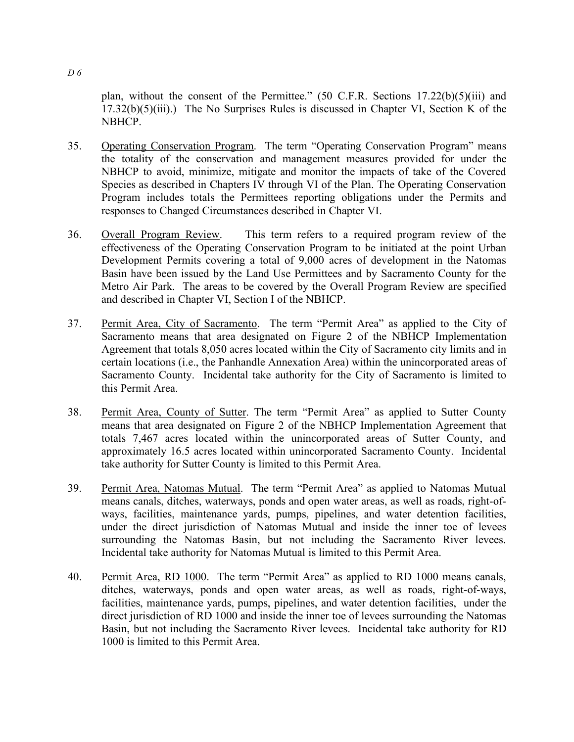plan, without the consent of the Permittee." (50 C.F.R. Sections 17.22(b)(5)(iii) and 17.32(b)(5)(iii).) The No Surprises Rules is discussed in Chapter VI, Section K of the NBHCP.

35. Operating Conservation Program. The term "Operating Conservation Program" means the totality of the conservation and management measures provided for under the NBHCP to avoid, minimize, mitigate and monitor the impacts of take of the Covered Species as described in Chapters IV through VI of the Plan. The Operating Conservation Program includes totals the Permittees reporting obligations under the Permits and responses to Changed Circumstances described in Chapter VI.

36. Overall Program Review. This term refers to a required program review of the effectiveness of the Operating Conservation Program to be initiated at the point Urban Development Permits covering a total of 9,000 acres of development in the Natomas Basin have been issued by the Land Use Permittees and by Sacramento County for the Metro Air Park. The areas to be covered by the Overall Program Review are specified and described in Chapter VI, Section I of the NBHCP.

37. Permit Area, City of Sacramento. The term "Permit Area" as applied to the City of Sacramento means that area designated on Figure 2 of the NBHCP Implementation Agreement that totals 8,050 acres located within the City of Sacramento city limits and in certain locations (i.e., the Panhandle Annexation Area) within the unincorporated areas of Sacramento County. Incidental take authority for the City of Sacramento is limited to this Permit Area.

38. Permit Area, County of Sutter. The term "Permit Area" as applied to Sutter County means that area designated on Figure 2 of the NBHCP Implementation Agreement that totals 7,467 acres located within the unincorporated areas of Sutter County, and approximately 16.5 acres located within unincorporated Sacramento County. Incidental take authority for Sutter County is limited to this Permit Area.

39. Permit Area, Natomas Mutual. The term "Permit Area" as applied to Natomas Mutual means canals, ditches, waterways, ponds and open water areas, as well as roads, right-of-ways, facilities, maintenance yards, pumps, pipelines, and water detention facilities, under the direct jurisdiction of Natomas Mutual and inside the inner toe of levees surrounding the Natomas Basin, but not including the Sacramento River levees. Incidental take authority for Natomas Mutual is limited to this Permit Area.

40. Permit Area, RD 1000. The term "Permit Area" as applied to RD 1000 means canals, ditches, waterways, ponds and open water areas, as well as roads, right-of-ways, facilities, maintenance yards, pumps, pipelines, and water detention facilities, under the direct jurisdiction of RD 1000 and inside the inner toe of levees surrounding the Natomas Basin, but not including the Sacramento River levees. Incidental take authority for RD 1000 is limited to this Permit Area.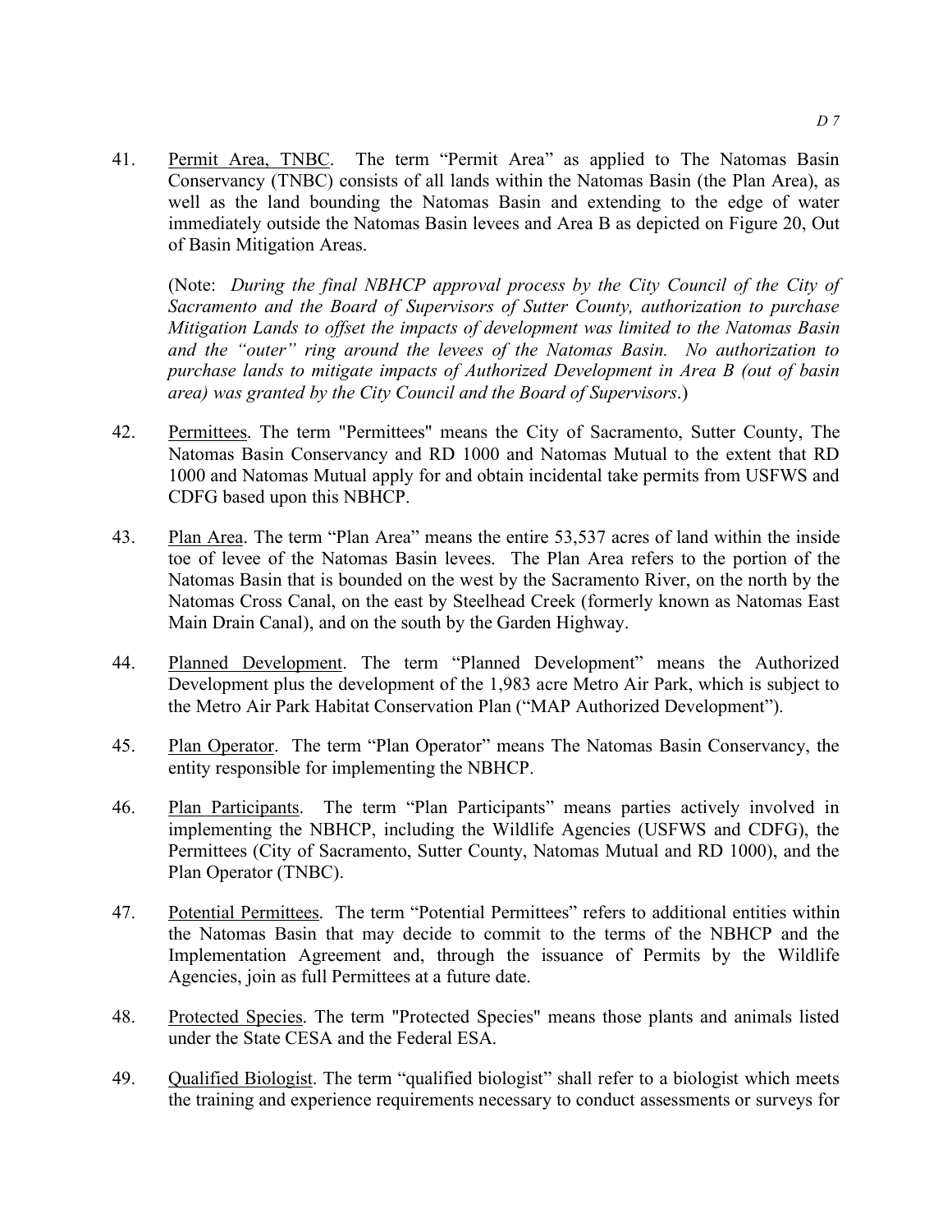41. Permit Area, TNBC. The term "Permit Area" as applied to The Natomas Basin Conservancy (TNBC) consists of all lands within the Natomas Basin (the Plan Area), as well as the land bounding the Natomas Basin and extending to the edge of water immediately outside the Natomas Basin levees and Area B as depicted on Figure 20, Out of Basin Mitigation Areas.

    (Note: *During the final NBHCP approval process by the City Council of the City of Sacramento and the Board of Supervisors of Sutter County, authorization to purchase Mitigation Lands to offset the impacts of development was limited to the Natomas Basin and the "outer" ring around the levees of the Natomas Basin. No authorization to purchase lands to mitigate impacts of Authorized Development in Area B (out of basin area) was granted by the City Council and the Board of Supervisors*.)

42. Permittees. The term "Permittees" means the City of Sacramento, Sutter County, The Natomas Basin Conservancy and RD 1000 and Natomas Mutual to the extent that RD 1000 and Natomas Mutual apply for and obtain incidental take permits from USFWS and CDFG based upon this NBHCP.

43. Plan Area. The term "Plan Area" means the entire 53,537 acres of land within the inside toe of levee of the Natomas Basin levees. The Plan Area refers to the portion of the Natomas Basin that is bounded on the west by the Sacramento River, on the north by the Natomas Cross Canal, on the east by Steelhead Creek (formerly known as Natomas East Main Drain Canal), and on the south by the Garden Highway.

44. Planned Development. The term "Planned Development" means the Authorized Development plus the development of the 1,983 acre Metro Air Park, which is subject to the Metro Air Park Habitat Conservation Plan ("MAP Authorized Development").

45. Plan Operator. The term "Plan Operator" means The Natomas Basin Conservancy, the entity responsible for implementing the NBHCP.

46. Plan Participants. The term "Plan Participants" means parties actively involved in implementing the NBHCP, including the Wildlife Agencies (USFWS and CDFG), the Permittees (City of Sacramento, Sutter County, Natomas Mutual and RD 1000), and the Plan Operator (TNBC).

47. Potential Permittees. The term "Potential Permittees" refers to additional entities within the Natomas Basin that may decide to commit to the terms of the NBHCP and the Implementation Agreement and, through the issuance of Permits by the Wildlife Agencies, join as full Permittees at a future date.

48. Protected Species. The term "Protected Species" means those plants and animals listed under the State CESA and the Federal ESA.

49. Qualified Biologist. The term "qualified biologist" shall refer to a biologist which meets the training and experience requirements necessary to conduct assessments or surveys for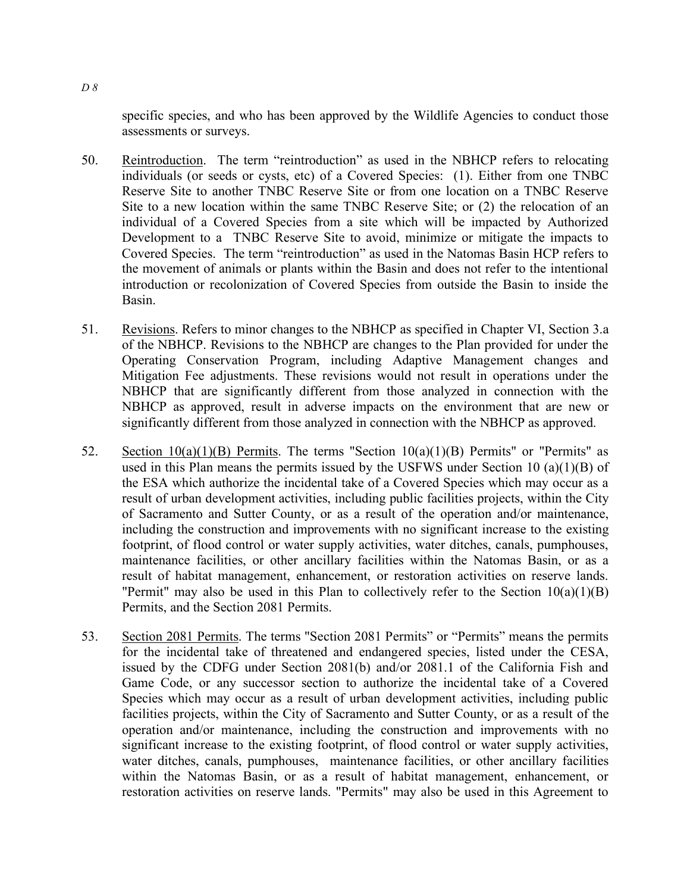specific species, and who has been approved by the Wildlife Agencies to conduct those assessments or surveys.

50. Reintroduction. The term "reintroduction" as used in the NBHCP refers to relocating individuals (or seeds or cysts, etc) of a Covered Species: (1). Either from one TNBC Reserve Site to another TNBC Reserve Site or from one location on a TNBC Reserve Site to a new location within the same TNBC Reserve Site; or (2) the relocation of an individual of a Covered Species from a site which will be impacted by Authorized Development to a TNBC Reserve Site to avoid, minimize or mitigate the impacts to Covered Species. The term "reintroduction" as used in the Natomas Basin HCP refers to the movement of animals or plants within the Basin and does not refer to the intentional introduction or recolonization of Covered Species from outside the Basin to inside the Basin.

51. Revisions. Refers to minor changes to the NBHCP as specified in Chapter VI, Section 3.a of the NBHCP. Revisions to the NBHCP are changes to the Plan provided for under the Operating Conservation Program, including Adaptive Management changes and Mitigation Fee adjustments. These revisions would not result in operations under the NBHCP that are significantly different from those analyzed in connection with the NBHCP as approved, result in adverse impacts on the environment that are new or significantly different from those analyzed in connection with the NBHCP as approved.

52. Section 10(a)(1)(B) Permits. The terms "Section 10(a)(1)(B) Permits" or "Permits" as used in this Plan means the permits issued by the USFWS under Section 10 (a)(1)(B) of the ESA which authorize the incidental take of a Covered Species which may occur as a result of urban development activities, including public facilities projects, within the City of Sacramento and Sutter County, or as a result of the operation and/or maintenance, including the construction and improvements with no significant increase to the existing footprint, of flood control or water supply activities, water ditches, canals, pumphouses, maintenance facilities, or other ancillary facilities within the Natomas Basin, or as a result of habitat management, enhancement, or restoration activities on reserve lands. "Permit" may also be used in this Plan to collectively refer to the Section 10(a)(1)(B) Permits, and the Section 2081 Permits.

53. Section 2081 Permits. The terms "Section 2081 Permits" or "Permits" means the permits for the incidental take of threatened and endangered species, listed under the CESA, issued by the CDFG under Section 2081(b) and/or 2081.1 of the California Fish and Game Code, or any successor section to authorize the incidental take of a Covered Species which may occur as a result of urban development activities, including public facilities projects, within the City of Sacramento and Sutter County, or as a result of the operation and/or maintenance, including the construction and improvements with no significant increase to the existing footprint, of flood control or water supply activities, water ditches, canals, pumphouses, maintenance facilities, or other ancillary facilities within the Natomas Basin, or as a result of habitat management, enhancement, or restoration activities on reserve lands. "Permits" may also be used in this Agreement to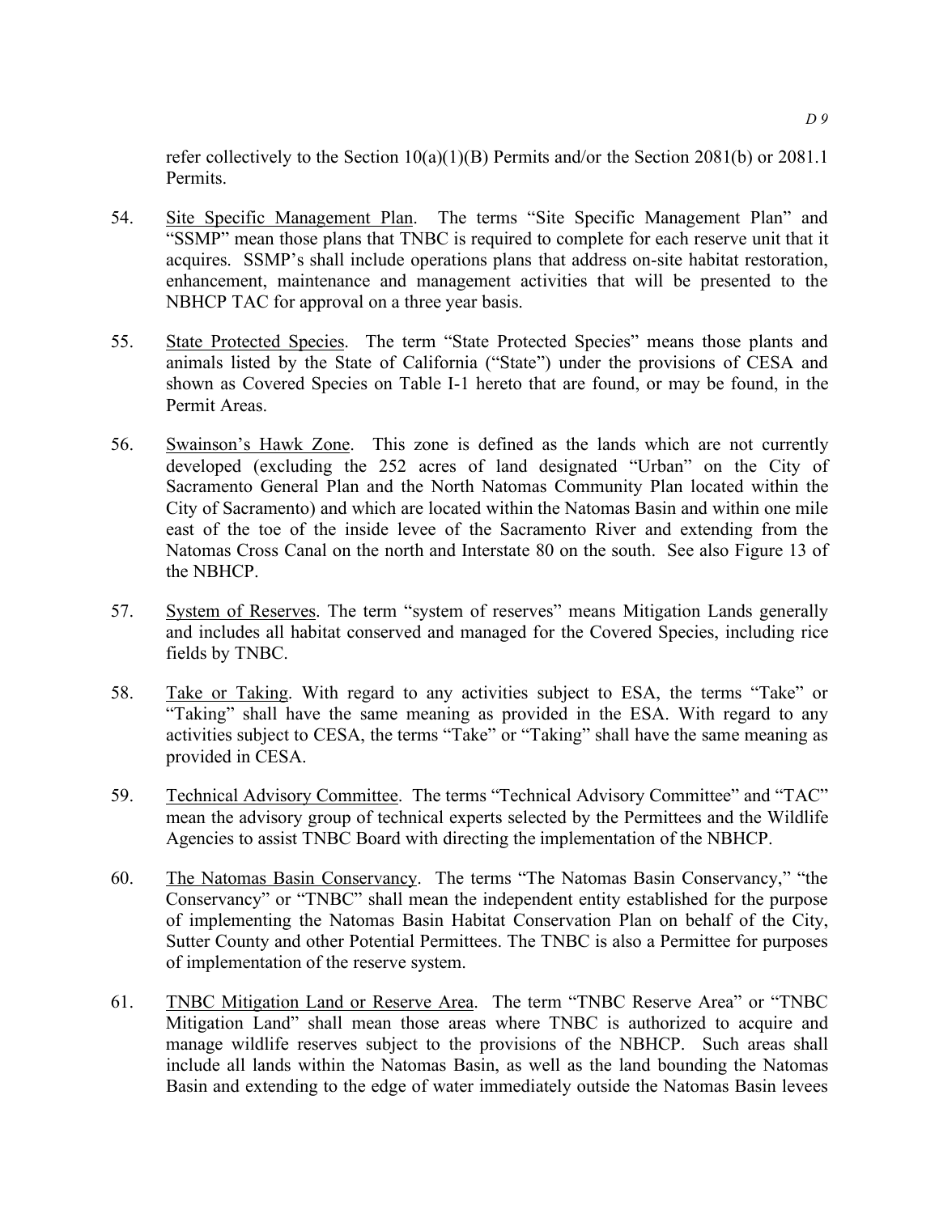refer collectively to the Section 10(a)(1)(B) Permits and/or the Section 2081(b) or 2081.1 Permits.

54. Site Specific Management Plan. The terms "Site Specific Management Plan" and "SSMP" mean those plans that TNBC is required to complete for each reserve unit that it acquires. SSMP's shall include operations plans that address on-site habitat restoration, enhancement, maintenance and management activities that will be presented to the NBHCP TAC for approval on a three year basis.

55. State Protected Species. The term "State Protected Species" means those plants and animals listed by the State of California ("State") under the provisions of CESA and shown as Covered Species on Table I-1 hereto that are found, or may be found, in the Permit Areas.

56. Swainson's Hawk Zone. This zone is defined as the lands which are not currently developed (excluding the 252 acres of land designated "Urban" on the City of Sacramento General Plan and the North Natomas Community Plan located within the City of Sacramento) and which are located within the Natomas Basin and within one mile east of the toe of the inside levee of the Sacramento River and extending from the Natomas Cross Canal on the north and Interstate 80 on the south. See also Figure 13 of the NBHCP.

57. System of Reserves. The term "system of reserves" means Mitigation Lands generally and includes all habitat conserved and managed for the Covered Species, including rice fields by TNBC.

58. Take or Taking. With regard to any activities subject to ESA, the terms "Take" or "Taking" shall have the same meaning as provided in the ESA. With regard to any activities subject to CESA, the terms "Take" or "Taking" shall have the same meaning as provided in CESA.

59. Technical Advisory Committee. The terms "Technical Advisory Committee" and "TAC" mean the advisory group of technical experts selected by the Permittees and the Wildlife Agencies to assist TNBC Board with directing the implementation of the NBHCP.

60. The Natomas Basin Conservancy. The terms "The Natomas Basin Conservancy," "the Conservancy" or "TNBC" shall mean the independent entity established for the purpose of implementing the Natomas Basin Habitat Conservation Plan on behalf of the City, Sutter County and other Potential Permittees. The TNBC is also a Permittee for purposes of implementation of the reserve system.

61. TNBC Mitigation Land or Reserve Area. The term "TNBC Reserve Area" or "TNBC Mitigation Land" shall mean those areas where TNBC is authorized to acquire and manage wildlife reserves subject to the provisions of the NBHCP. Such areas shall include all lands within the Natomas Basin, as well as the land bounding the Natomas Basin and extending to the edge of water immediately outside the Natomas Basin levees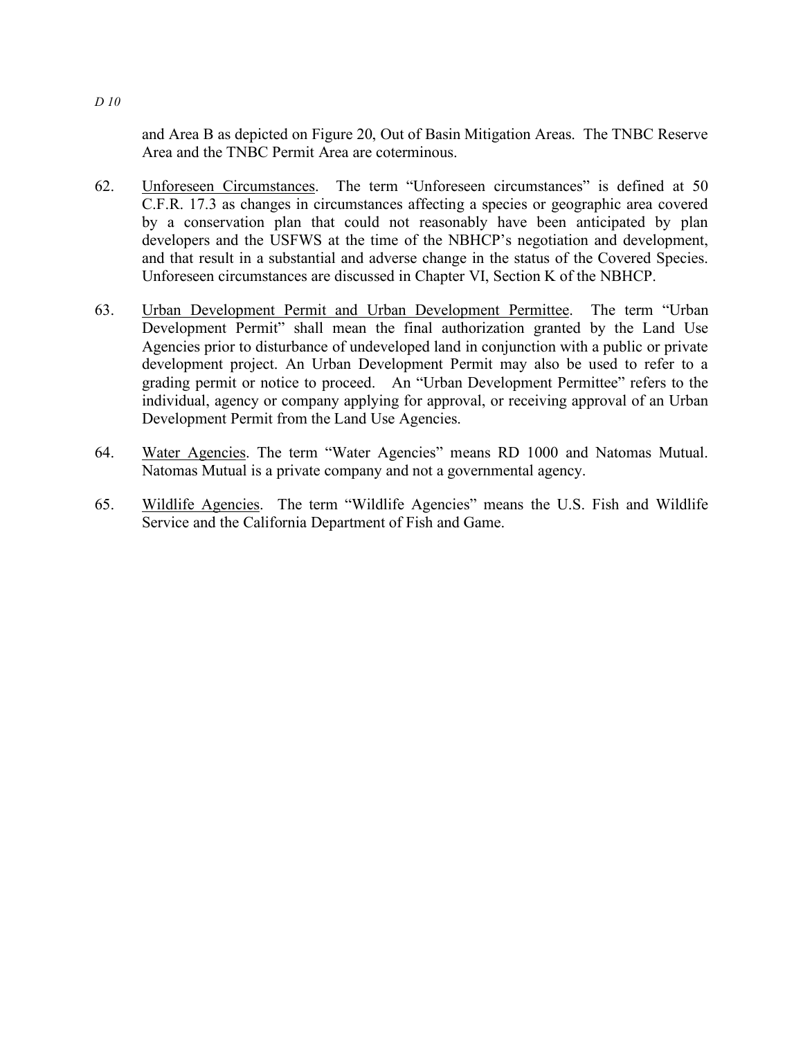and Area B as depicted on Figure 20, Out of Basin Mitigation Areas. The TNBC Reserve Area and the TNBC Permit Area are coterminous.

62. Unforeseen Circumstances. The term "Unforeseen circumstances" is defined at 50 C.F.R. 17.3 as changes in circumstances affecting a species or geographic area covered by a conservation plan that could not reasonably have been anticipated by plan developers and the USFWS at the time of the NBHCP's negotiation and development, and that result in a substantial and adverse change in the status of the Covered Species. Unforeseen circumstances are discussed in Chapter VI, Section K of the NBHCP.

63. Urban Development Permit and Urban Development Permittee. The term "Urban Development Permit" shall mean the final authorization granted by the Land Use Agencies prior to disturbance of undeveloped land in conjunction with a public or private development project. An Urban Development Permit may also be used to refer to a grading permit or notice to proceed. An "Urban Development Permittee" refers to the individual, agency or company applying for approval, or receiving approval of an Urban Development Permit from the Land Use Agencies.

64. Water Agencies. The term "Water Agencies" means RD 1000 and Natomas Mutual. Natomas Mutual is a private company and not a governmental agency.

65. Wildlife Agencies. The term "Wildlife Agencies" means the U.S. Fish and Wildlife Service and the California Department of Fish and Game.